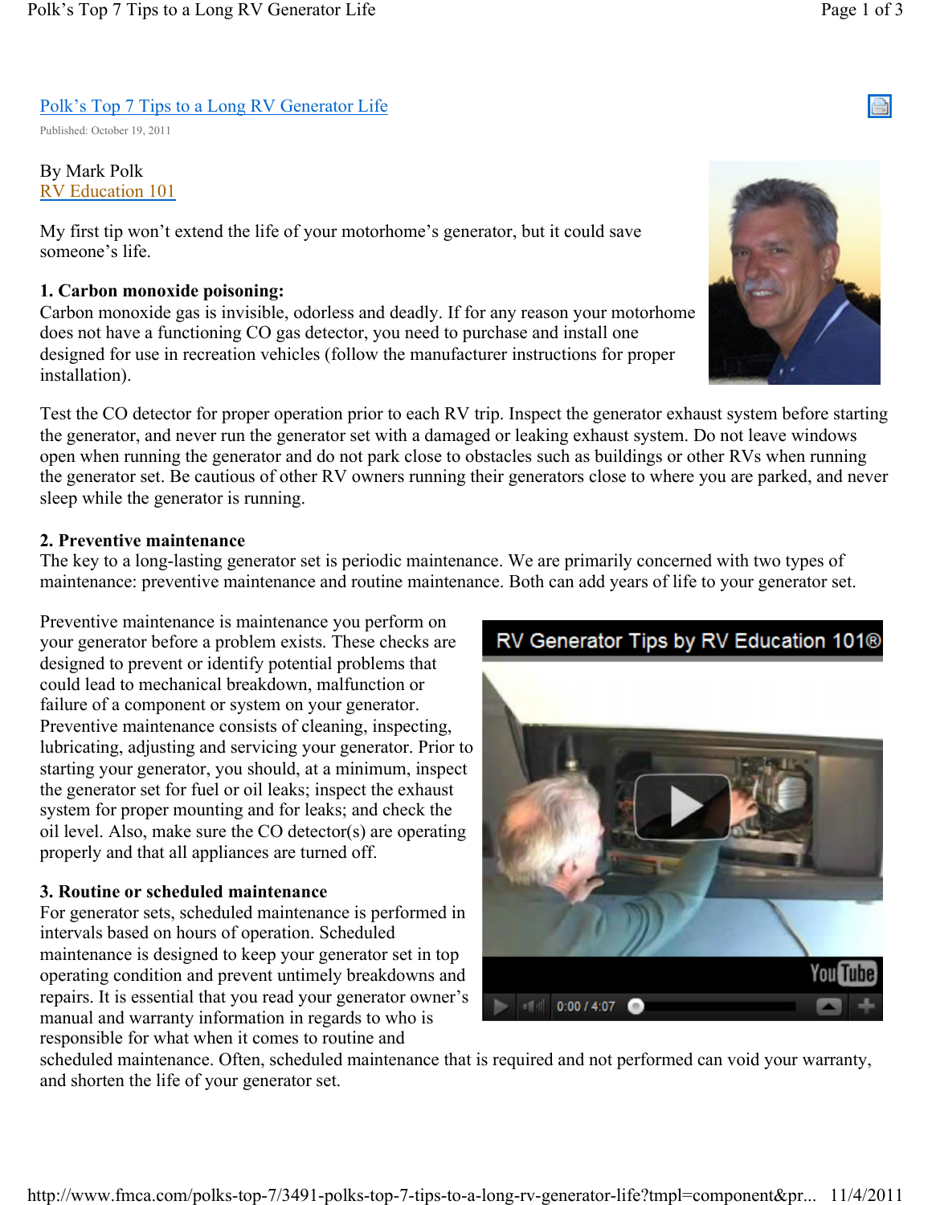# Polk's Top 7 Tips to a Long RV Generator Life

Published: October 19, 2011

By Mark Polk
RV Education 101

My first tip won't extend the life of your motorhome's generator, but it could save someone's life.

**1. Carbon monoxide poisoning:**
Carbon monoxide gas is invisible, odorless and deadly. If for any reason your motorhome does not have a functioning CO gas detector, you need to purchase and install one designed for use in recreation vehicles (follow the manufacturer instructions for proper installation).

Test the CO detector for proper operation prior to each RV trip. Inspect the generator exhaust system before starting the generator, and never run the generator set with a damaged or leaking exhaust system. Do not leave windows open when running the generator and do not park close to obstacles such as buildings or other RVs when running the generator set. Be cautious of other RV owners running their generators close to where you are parked, and never sleep while the generator is running.

**2. Preventive maintenance**
The key to a long-lasting generator set is periodic maintenance. We are primarily concerned with two types of maintenance: preventive maintenance and routine maintenance. Both can add years of life to your generator set.

Preventive maintenance is maintenance you perform on your generator before a problem exists. These checks are designed to prevent or identify potential problems that could lead to mechanical breakdown, malfunction or failure of a component or system on your generator. Preventive maintenance consists of cleaning, inspecting, lubricating, adjusting and servicing your generator. Prior to starting your generator, you should, at a minimum, inspect the generator set for fuel or oil leaks; inspect the exhaust system for proper mounting and for leaks; and check the oil level. Also, make sure the CO detector(s) are operating properly and that all appliances are turned off.

RV Generator Tips by RV Education 101®

**3. Routine or scheduled maintenance**
For generator sets, scheduled maintenance is performed in intervals based on hours of operation. Scheduled maintenance is designed to keep your generator set in top operating condition and prevent untimely breakdowns and repairs. It is essential that you read your generator owner's manual and warranty information in regards to who is responsible for what when it comes to routine and scheduled maintenance. Often, scheduled maintenance that is required and not performed can void your warranty, and shorten the life of your generator set.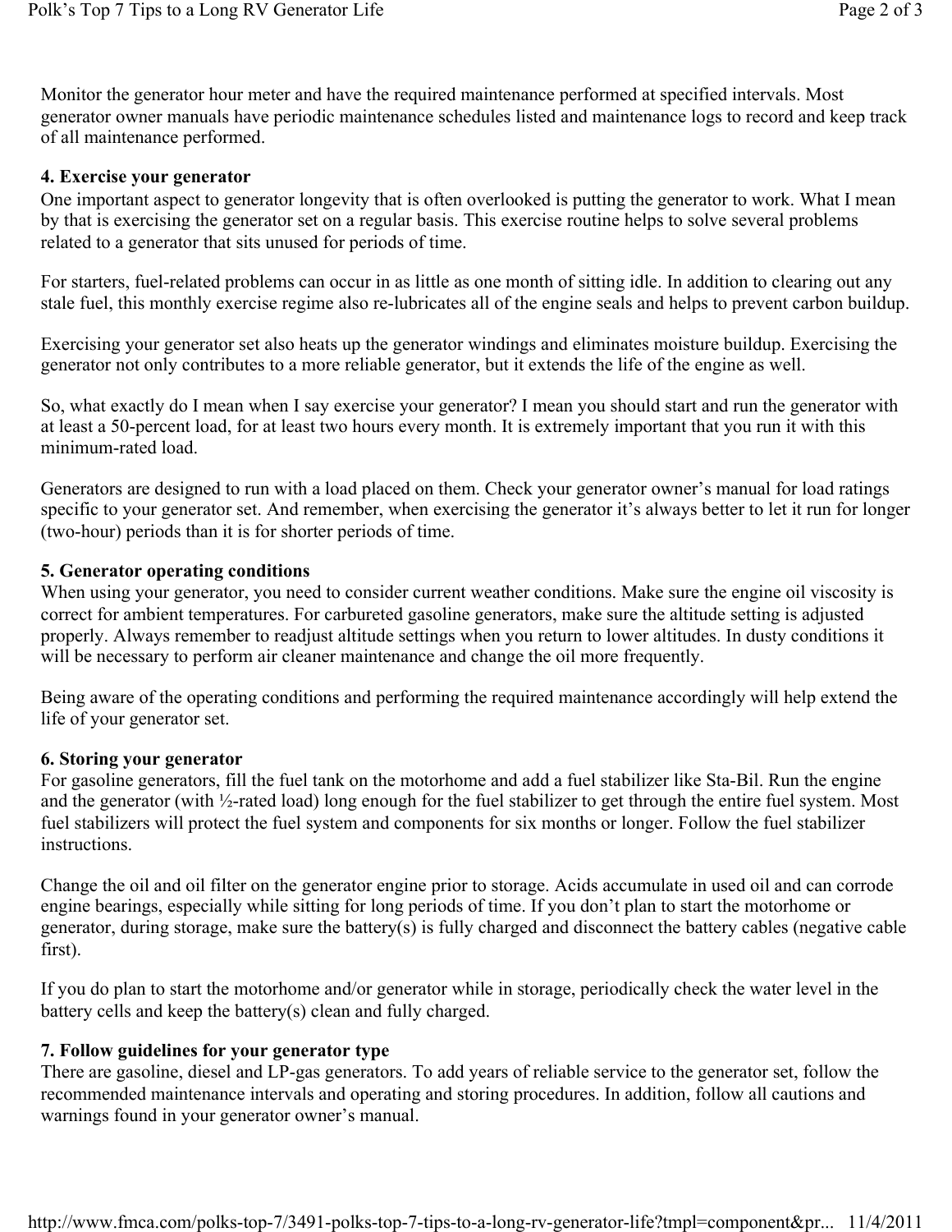Monitor the generator hour meter and have the required maintenance performed at specified intervals. Most generator owner manuals have periodic maintenance schedules listed and maintenance logs to record and keep track of all maintenance performed.

**4. Exercise your generator**

One important aspect to generator longevity that is often overlooked is putting the generator to work. What I mean by that is exercising the generator set on a regular basis. This exercise routine helps to solve several problems related to a generator that sits unused for periods of time.

For starters, fuel-related problems can occur in as little as one month of sitting idle. In addition to clearing out any stale fuel, this monthly exercise regime also re-lubricates all of the engine seals and helps to prevent carbon buildup.

Exercising your generator set also heats up the generator windings and eliminates moisture buildup. Exercising the generator not only contributes to a more reliable generator, but it extends the life of the engine as well.

So, what exactly do I mean when I say exercise your generator? I mean you should start and run the generator with at least a 50-percent load, for at least two hours every month. It is extremely important that you run it with this minimum-rated load.

Generators are designed to run with a load placed on them. Check your generator owner's manual for load ratings specific to your generator set. And remember, when exercising the generator it's always better to let it run for longer (two-hour) periods than it is for shorter periods of time.

**5. Generator operating conditions**

When using your generator, you need to consider current weather conditions. Make sure the engine oil viscosity is correct for ambient temperatures. For carbureted gasoline generators, make sure the altitude setting is adjusted properly. Always remember to readjust altitude settings when you return to lower altitudes. In dusty conditions it will be necessary to perform air cleaner maintenance and change the oil more frequently.

Being aware of the operating conditions and performing the required maintenance accordingly will help extend the life of your generator set.

**6. Storing your generator**

For gasoline generators, fill the fuel tank on the motorhome and add a fuel stabilizer like Sta-Bil. Run the engine and the generator (with ½-rated load) long enough for the fuel stabilizer to get through the entire fuel system. Most fuel stabilizers will protect the fuel system and components for six months or longer. Follow the fuel stabilizer instructions.

Change the oil and oil filter on the generator engine prior to storage. Acids accumulate in used oil and can corrode engine bearings, especially while sitting for long periods of time. If you don't plan to start the motorhome or generator, during storage, make sure the battery(s) is fully charged and disconnect the battery cables (negative cable first).

If you do plan to start the motorhome and/or generator while in storage, periodically check the water level in the battery cells and keep the battery(s) clean and fully charged.

**7. Follow guidelines for your generator type**

There are gasoline, diesel and LP-gas generators. To add years of reliable service to the generator set, follow the recommended maintenance intervals and operating and storing procedures. In addition, follow all cautions and warnings found in your generator owner's manual.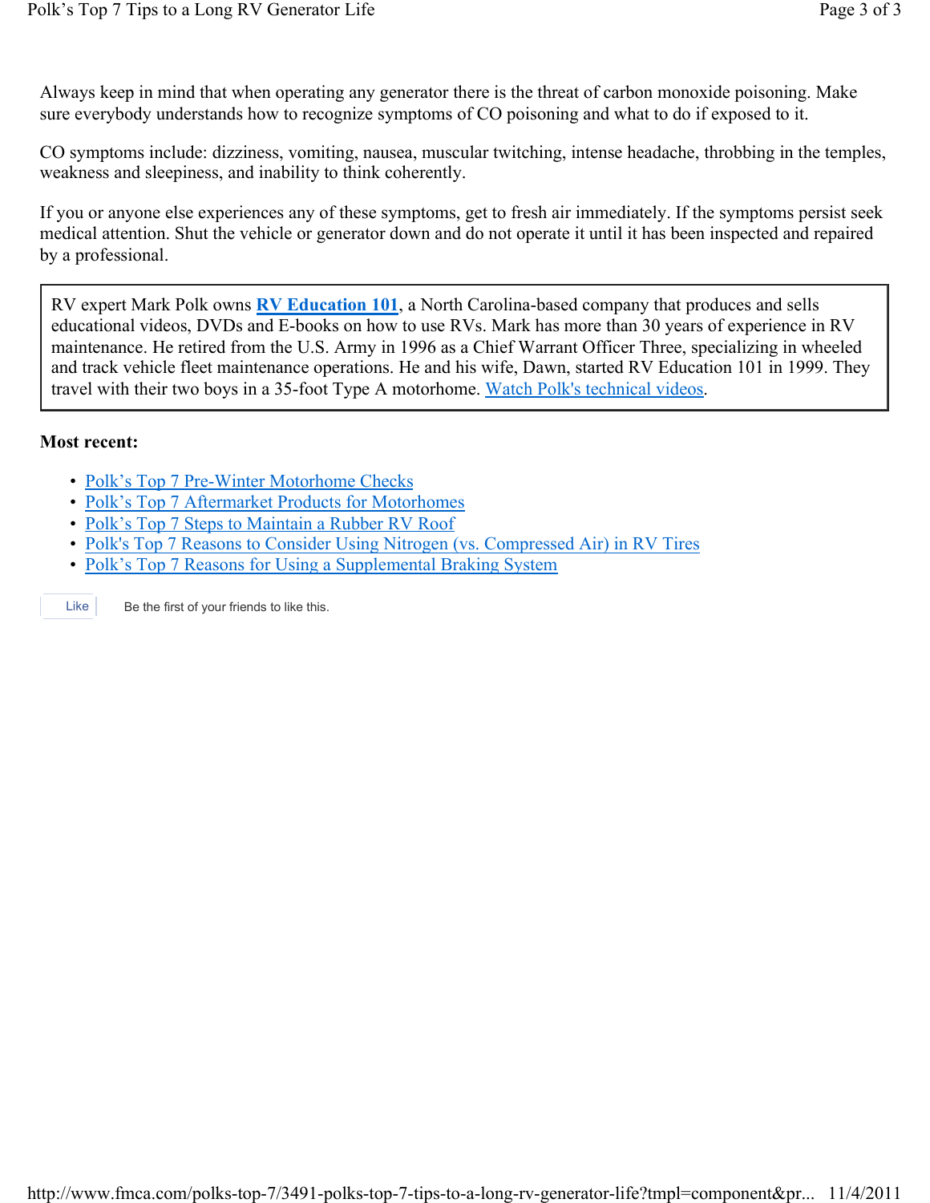Always keep in mind that when operating any generator there is the threat of carbon monoxide poisoning. Make sure everybody understands how to recognize symptoms of CO poisoning and what to do if exposed to it.

CO symptoms include: dizziness, vomiting, nausea, muscular twitching, intense headache, throbbing in the temples, weakness and sleepiness, and inability to think coherently.

If you or anyone else experiences any of these symptoms, get to fresh air immediately. If the symptoms persist seek medical attention. Shut the vehicle or generator down and do not operate it until it has been inspected and repaired by a professional.

RV expert Mark Polk owns **RV Education 101**, a North Carolina-based company that produces and sells educational videos, DVDs and E-books on how to use RVs. Mark has more than 30 years of experience in RV maintenance. He retired from the U.S. Army in 1996 as a Chief Warrant Officer Three, specializing in wheeled and track vehicle fleet maintenance operations. He and his wife, Dawn, started RV Education 101 in 1999. They travel with their two boys in a 35-foot Type A motorhome. Watch Polk's technical videos.

**Most recent:**

- Polk's Top 7 Pre-Winter Motorhome Checks
- Polk's Top 7 Aftermarket Products for Motorhomes
- Polk's Top 7 Steps to Maintain a Rubber RV Roof
- Polk's Top 7 Reasons to Consider Using Nitrogen (vs. Compressed Air) in RV Tires
- Polk's Top 7 Reasons for Using a Supplemental Braking System

Like    Be the first of your friends to like this.